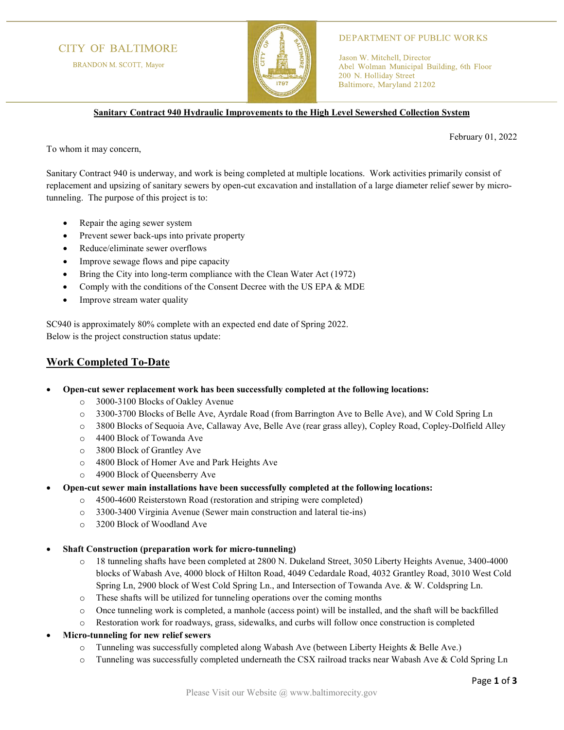CITY OF BALTIMORE

BRANDON M. SCOTT, Mayor

DEPARTMENT OF PUBLIC WORKS

Jason W. Mitchell, Director
Abel Wolman Municipal Building, 6th Floor
200 N. Holliday Street
Baltimore, Maryland 21202

**Sanitary Contract 940 Hydraulic Improvements to the High Level Sewershed Collection System**

February 01, 2022

To whom it may concern,

Sanitary Contract 940 is underway, and work is being completed at multiple locations. Work activities primarily consist of replacement and upsizing of sanitary sewers by open-cut excavation and installation of a large diameter relief sewer by micro-tunneling. The purpose of this project is to:

- Repair the aging sewer system
- Prevent sewer back-ups into private property
- Reduce/eliminate sewer overflows
- Improve sewage flows and pipe capacity
- Bring the City into long-term compliance with the Clean Water Act (1972)
- Comply with the conditions of the Consent Decree with the US EPA & MDE
- Improve stream water quality

SC940 is approximately 80% complete with an expected end date of Spring 2022.
Below is the project construction status update:

## Work Completed To-Date

- **Open-cut sewer replacement work has been successfully completed at the following locations:**
  - 3000-3100 Blocks of Oakley Avenue
  - 3300-3700 Blocks of Belle Ave, Ayrdale Road (from Barrington Ave to Belle Ave), and W Cold Spring Ln
  - 3800 Blocks of Sequoia Ave, Callaway Ave, Belle Ave (rear grass alley), Copley Road, Copley-Dolfield Alley
  - 4400 Block of Towanda Ave
  - 3800 Block of Grantley Ave
  - 4800 Block of Homer Ave and Park Heights Ave
  - 4900 Block of Queensberry Ave
- **Open-cut sewer main installations have been successfully completed at the following locations:**
  - 4500-4600 Reisterstown Road (restoration and striping were completed)
  - 3300-3400 Virginia Avenue (Sewer main construction and lateral tie-ins)
  - 3200 Block of Woodland Ave
- **Shaft Construction (preparation work for micro-tunneling)**
  - 18 tunneling shafts have been completed at 2800 N. Dukeland Street, 3050 Liberty Heights Avenue, 3400-4000 blocks of Wabash Ave, 4000 block of Hilton Road, 4049 Cedardale Road, 4032 Grantley Road, 3010 West Cold Spring Ln, 2900 block of West Cold Spring Ln., and Intersection of Towanda Ave. & W. Coldspring Ln.
  - These shafts will be utilized for tunneling operations over the coming months
  - Once tunneling work is completed, a manhole (access point) will be installed, and the shaft will be backfilled
  - Restoration work for roadways, grass, sidewalks, and curbs will follow once construction is completed
- **Micro-tunneling for new relief sewers**
  - Tunneling was successfully completed along Wabash Ave (between Liberty Heights & Belle Ave.)
  - Tunneling was successfully completed underneath the CSX railroad tracks near Wabash Ave & Cold Spring Ln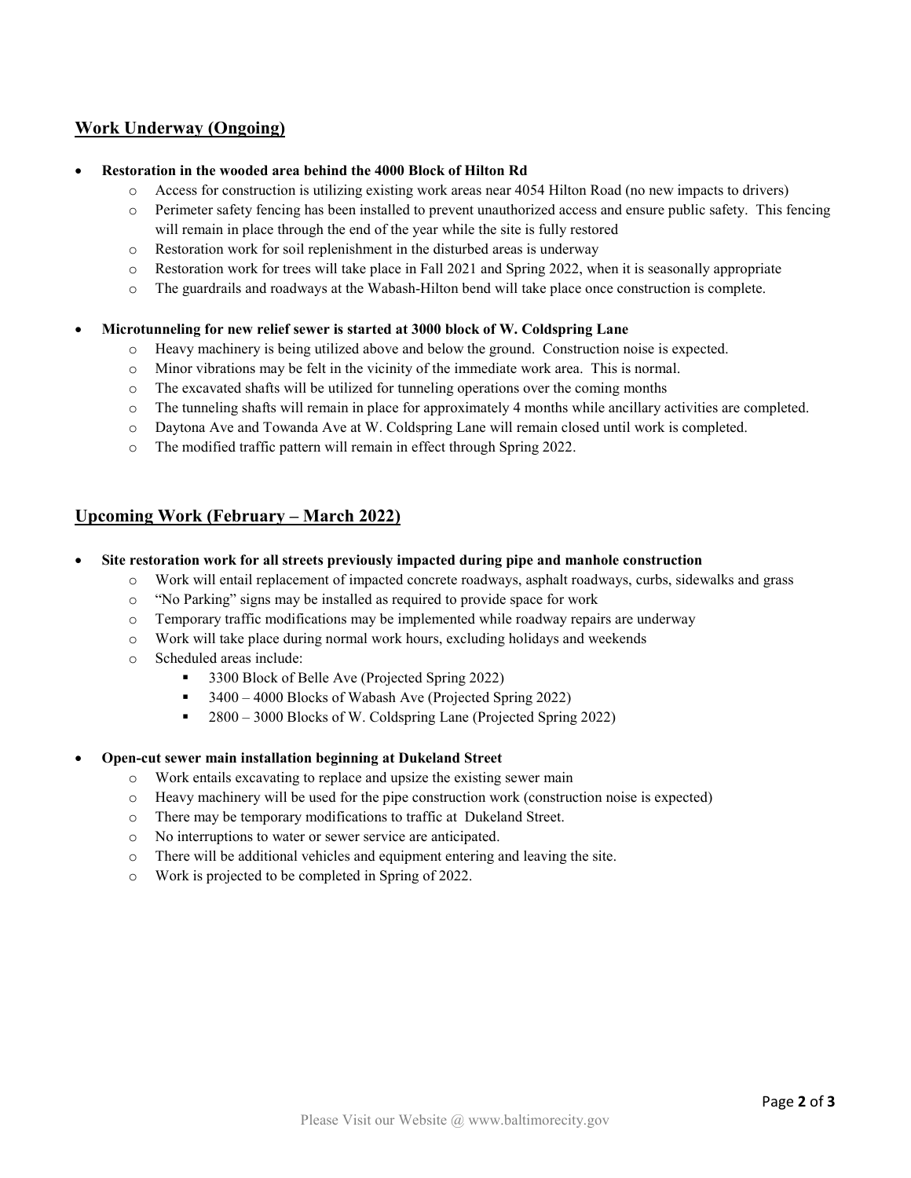## Work Underway (Ongoing)

- **Restoration in the wooded area behind the 4000 Block of Hilton Rd**
  - Access for construction is utilizing existing work areas near 4054 Hilton Road (no new impacts to drivers)
  - Perimeter safety fencing has been installed to prevent unauthorized access and ensure public safety. This fencing will remain in place through the end of the year while the site is fully restored
  - Restoration work for soil replenishment in the disturbed areas is underway
  - Restoration work for trees will take place in Fall 2021 and Spring 2022, when it is seasonally appropriate
  - The guardrails and roadways at the Wabash-Hilton bend will take place once construction is complete.

- **Microtunneling for new relief sewer is started at 3000 block of W. Coldspring Lane**
  - Heavy machinery is being utilized above and below the ground. Construction noise is expected.
  - Minor vibrations may be felt in the vicinity of the immediate work area. This is normal.
  - The excavated shafts will be utilized for tunneling operations over the coming months
  - The tunneling shafts will remain in place for approximately 4 months while ancillary activities are completed.
  - Daytona Ave and Towanda Ave at W. Coldspring Lane will remain closed until work is completed.
  - The modified traffic pattern will remain in effect through Spring 2022.

## Upcoming Work (February – March 2022)

- **Site restoration work for all streets previously impacted during pipe and manhole construction**
  - Work will entail replacement of impacted concrete roadways, asphalt roadways, curbs, sidewalks and grass
  - "No Parking" signs may be installed as required to provide space for work
  - Temporary traffic modifications may be implemented while roadway repairs are underway
  - Work will take place during normal work hours, excluding holidays and weekends
  - Scheduled areas include:
    - 3300 Block of Belle Ave (Projected Spring 2022)
    - 3400 – 4000 Blocks of Wabash Ave (Projected Spring 2022)
    - 2800 – 3000 Blocks of W. Coldspring Lane (Projected Spring 2022)

- **Open-cut sewer main installation beginning at Dukeland Street**
  - Work entails excavating to replace and upsize the existing sewer main
  - Heavy machinery will be used for the pipe construction work (construction noise is expected)
  - There may be temporary modifications to traffic at Dukeland Street.
  - No interruptions to water or sewer service are anticipated.
  - There will be additional vehicles and equipment entering and leaving the site.
  - Work is projected to be completed in Spring of 2022.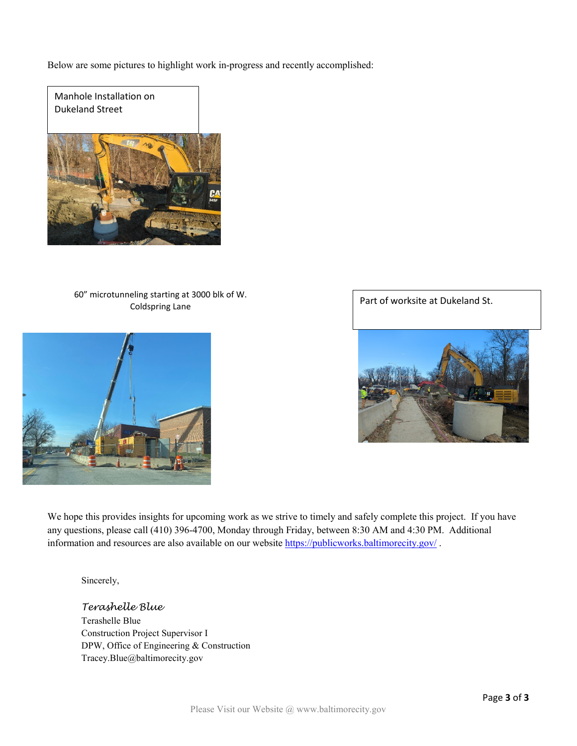Below are some pictures to highlight work in-progress and recently accomplished:

Manhole Installation on Dukeland Street

60" microtunneling starting at 3000 blk of W. Coldspring Lane

Part of worksite at Dukeland St.

We hope this provides insights for upcoming work as we strive to timely and safely complete this project. If you have any questions, please call (410) 396-4700, Monday through Friday, between 8:30 AM and 4:30 PM. Additional information and resources are also available on our website https://publicworks.baltimorecity.gov/ .

Sincerely,

*Terashelle Blue*

Terashelle Blue
Construction Project Supervisor I
DPW, Office of Engineering & Construction
Tracey.Blue@baltimorecity.gov